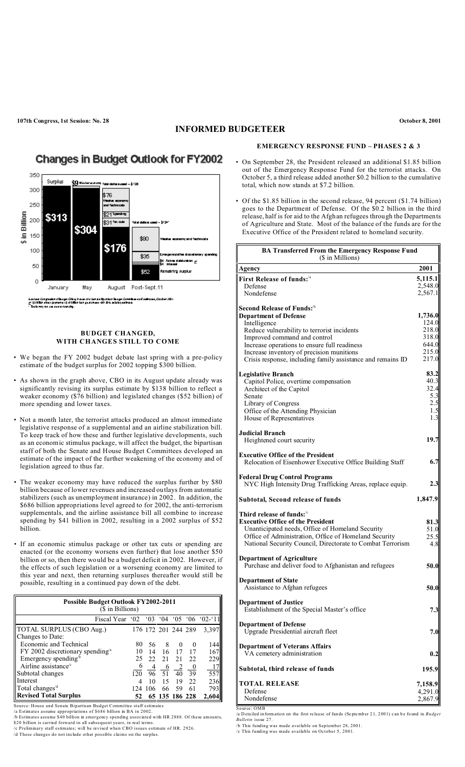# INFORMED BUDGETEER

## Changes in Budget Outlook for FY2002

Surplus: January $313; May $304 ($9 Weaker economy); August $176 ($76 Weaker economy and technicals; $21 Spending; $31 Tax cuts; Total dollars used – $128); Post-Sept. 11: $80 Weaker economy and technicals; $35 Emergency/other discretionary spending; $6 Airline stabilization; $4 Interest; $52 Remaining surplus (Total dollars used – $124*)

Sources: Congressional Budget Office, House and Senate Bipartisan Budget Committee staff estimates, October 2001
a/ $5 billion direct payments; $10 billion loan guarantees with 10% subsidy estimate
* Totals may not add due to rounding.

### BUDGET CHANGED, WITH CHANGES STILL TO COME

- We began the FY 2002 budget debate last spring with a pre-policy estimate of the budget surplus for 2002 topping $300 billion.
- As shown in the graph above, CBO in its August update already was significantly revising its surplus estimate by $138 billion to reflect a weaker economy ($76 billion) and legislated changes ($52 billion) of more spending and lower taxes.
- Not a month later, the terrorist attacks produced an almost immediate legislative response of a supplemental and an airline stabilization bill. To keep track of how these and further legislative developments, such as an economic stimulus package, will affect the budget, the bipartisan staff of both the Senate and House Budget Committees developed an estimate of the impact of the further weakening of the economy and of legislation agreed to thus far.
- The weaker economy may have reduced the surplus further by $80 billion because of lower revenues and increased outlays from automatic stabilizers (such as unemployment insurance) in 2002. In addition, the $686 billion appropriations level agreed to for 2002, the anti-terrorism supplementals, and the airline assistance bill all combine to increase spending by $41 billion in 2002, resulting in a 2002 surplus of $52 billion.
- If an economic stimulus package or other tax cuts or spending are enacted (or the economy worsens even further) that lose another $50 billion or so, then there would be a budget deficit in 2002. However, if the effects of such legislation or a worsening economy are limited to this year and next, then returning surpluses thereafter would still be possible, resulting in a continued pay down of the debt.

| Possible Budget Outlook FY2002-2011 ($ in Billions) | | | | | | |
|---|---|---|---|---|---|---|
| Fiscal Year | '02 | '03 | '04 | '05 | '06 | '02-'11 |
| TOTAL SURPLUS (CBO Aug.) | 176 | 172 | 201 | 244 | 289 | 3,397 |
| Changes to Date: | | | | | | |
| Economic and Technical | 80 | 56 | 8 | 0 | 0 | 144 |
| FY 2002 discretionary spending[a] | 10 | 14 | 16 | 17 | 17 | 167 |
| Emergency spending[b] | 25 | 22 | 21 | 21 | 22 | 229 |
| Airline assistance[c] | 6 | 4 | 6 | 2 | 0 | 17 |
| Subtotal changes | 120 | 96 | 51 | 40 | 39 | 557 |
| Interest | 4 | 10 | 15 | 19 | 22 | 236 |
| Total changes[d] | 124 | 106 | 66 | 59 | 61 | 793 |
| **Revised Total Surplus** | **52** | **65** | **135** | **186** | **228** | **2,604** |

Source: House and Senate Bipartisan Budget Committee staff estimates
/a Estimates assume appropriations of $686 billion in BA in 2002.
/b Estimates assume $40 billion in emergency spending associated with HR 2888. Of these amounts, $20 billion is carried forward in all subsequent years, in real terms.
/c Preliminary staff estimates; will be revised when CBO issues estimate of HR. 2926.
/d These changes do not include other possible claims on the surplus.

### EMERGENCY RESPONSE FUND – PHASES 2 & 3

- On September 28, the President released an additional $1.85 billion out of the Emergency Response Fund for the terrorist attacks. On October 5, a third release added another $0.2 billion to the cumulative total, which now stands at $7.2 billion.
- Of the $1.85 billion in the second release, 94 percent ($1.74 billion) goes to the Department of Defense. Of the $0.2 billion in the third release, half is for aid to the Afghan refugees through the Departments of Agriculture and State. Most of the balance of the funds are for the Executive Office of the President related to homeland security.

| BA Transferred From the Emergency Response Fund ($ in Millions) | |
|---|---|
| Agency | 2001 |
| **First Release of funds:**[a] | **5,115.1** |
| Defense | 2,548.0 |
| Nondefense | 2,567.1 |
| **Second Release of Funds:**[b] | |
| **Department of Defense** | **1,736.0** |
| Intelligence | 124.0 |
| Reduce vulnerability to terrorist incidents | 218.0 |
| Improved command and control | 318.0 |
| Increase operations to ensure full readiness | 644.0 |
| Increase inventory of precision munitions | 215.0 |
| Crisis response, including family assistance and remains ID | 217.0 |
| **Legislative Branch** | **83.2** |
| Capitol Police, overtime compensation | 40.3 |
| Architect of the Capitol | 32.4 |
| Senate | 5.3 |
| Library of Congress | 2.5 |
| Office of the Attending Physician | 1.5 |
| House of Representatives | 1.3 |
| **Judicial Branch** | |
| Heightened court security | **19.7** |
| **Executive Office of the President** | |
| Relocation of Eisenhower Executive Office Building Staff | **6.7** |
| **Federal Drug Control Programs** | |
| NYC High Intensity Drug Trafficking Areas, replace equip. | **2.3** |
| **Subtotal, Second release of funds** | **1,847.9** |
| Third release of funds:[c] | |
| **Executive Office of the President** | **81.3** |
| Unanticipated needs, Office of Homeland Security | 51.0 |
| Office of Administration, Office of Homeland Security | 25.5 |
| National Security Council, Directorate to Combat Terrorism | 4.8 |
| **Department of Agriculture** | |
| Purchase and deliver food to Afghanistan and refugees | **50.0** |
| **Department of State** | |
| Assistance to Afghan refugees | **50.0** |
| **Department of Justice** | |
| Establishment of the Special Master's office | **7.3** |
| **Department of Defense** | |
| Upgrade Presidential aircraft fleet | **7.0** |
| **Department of Veterans Affairs** | |
| VA cemetery administration | **0.2** |
| **Subtotal, third release of funds** | **195.9** |
| **TOTAL RELEASE** | **7,158.9** |
| Defense | 4,291.0 |
| Nondefense | 2,867.9 |

Source: OMB
/a Detailed information on the first release of funds (September 21, 2001) can be found in *Budget Bulletin* issue 27.
/b This funding was made available on September 28, 2001.
/c This funding was made available on October 5, 2001.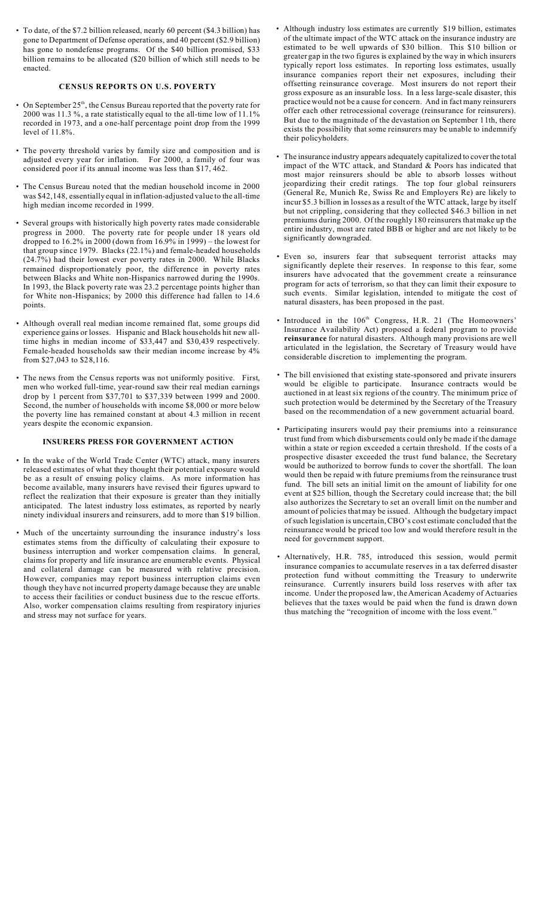- To date, of the $7.2 billion released, nearly 60 percent ($4.3 billion) has gone to Department of Defense operations, and 40 percent ($2.9 billion) has gone to nondefense programs. Of the $40 billion promised, $33 billion remains to be allocated ($20 billion of which still needs to be enacted.

## CENSUS REPORTS ON U.S. POVERTY

- On September 25th, the Census Bureau reported that the poverty rate for 2000 was 11.3 %, a rate statistically equal to the all-time low of 11.1% recorded in 1973, and a one-half percentage point drop from the 1999 level of 11.8%.

- The poverty threshold varies by family size and composition and is adjusted every year for inflation. For 2000, a family of four was considered poor if its annual income was less than $17, 462.

- The Census Bureau noted that the median household income in 2000 was $42,148, essentially equal in inflation-adjusted value to the all-time high median income recorded in 1999.

- Several groups with historically high poverty rates made considerable progress in 2000. The poverty rate for people under 18 years old dropped to 16.2% in 2000 (down from 16.9% in 1999) – the lowest for that group since 1979. Blacks (22.1%) and female-headed households (24.7%) had their lowest ever poverty rates in 2000. While Blacks remained disproportionately poor, the difference in poverty rates between Blacks and White non-Hispanics narrowed during the 1990s. In 1993, the Black poverty rate was 23.2 percentage points higher than for White non-Hispanics; by 2000 this difference had fallen to 14.6 points.

- Although overall real median income remained flat, some groups did experience gains or losses. Hispanic and Black households hit new all-time highs in median income of $33,447 and $30,439 respectively. Female-headed households saw their median income increase by 4% from $27,043 to $28,116.

- The news from the Census reports was not uniformly positive. First, men who worked full-time, year-round saw their real median earnings drop by 1 percent from $37,701 to $37,339 between 1999 and 2000. Second, the number of households with income $8,000 or more below the poverty line has remained constant at about 4.3 million in recent years despite the economic expansion.

## INSURERS PRESS FOR GOVERNMENT ACTION

- In the wake of the World Trade Center (WTC) attack, many insurers released estimates of what they thought their potential exposure would be as a result of ensuing policy claims. As more information has become available, many insurers have revised their figures upward to reflect the realization that their exposure is greater than they initially anticipated. The latest industry loss estimates, as reported by nearly ninety individual insurers and reinsurers, add to more than $19 billion.

- Much of the uncertainty surrounding the insurance industry's loss estimates stems from the difficulty of calculating their exposure to business interruption and worker compensation claims. In general, claims for property and life insurance are enumerable events. Physical and collateral damage can be measured with relative precision. However, companies may report business interruption claims even though they have not incurred property damage because they are unable to access their facilities or conduct business due to the rescue efforts. Also, worker compensation claims resulting from respiratory injuries and stress may not surface for years.

- Although industry loss estimates are currently $19 billion, estimates of the ultimate impact of the WTC attack on the insurance industry are estimated to be well upwards of $30 billion. This $10 billion or greater gap in the two figures is explained by the way in which insurers typically report loss estimates. In reporting loss estimates, usually insurance companies report their net exposures, including their offsetting reinsurance coverage. Most insurers do not report their gross exposure as an insurable loss. In a less large-scale disaster, this practice would not be a cause for concern. And in fact many reinsurers offer each other retrocessional coverage (reinsurance for reinsurers). But due to the magnitude of the devastation on September 11th, there exists the possibility that some reinsurers may be unable to indemnify their policyholders.

- The insurance industry appears adequately capitalized to cover the total impact of the WTC attack, and Standard & Poors has indicated that most major reinsurers should be able to absorb losses without jeopardizing their credit ratings. The top four global reinsurers (General Re, Munich Re, Swiss Re and Employers Re) are likely to incur $5.3 billion in losses as a result of the WTC attack, large by itself but not crippling, considering that they collected $46.3 billion in net premiums during 2000. Of the roughly 180 reinsurers that make up the entire industry, most are rated BBB or higher and are not likely to be significantly downgraded.

- Even so, insurers fear that subsequent terrorist attacks may significantly deplete their reserves. In response to this fear, some insurers have advocated that the government create a reinsurance program for acts of terrorism, so that they can limit their exposure to such events. Similar legislation, intended to mitigate the cost of natural disasters, has been proposed in the past.

- Introduced in the 106th Congress, H.R. 21 (The Homeowners' Insurance Availability Act) proposed a federal program to provide **reinsurance** for natural disasters. Although many provisions are well articulated in the legislation, the Secretary of Treasury would have considerable discretion to implementing the program.

- The bill envisioned that existing state-sponsored and private insurers would be eligible to participate. Insurance contracts would be auctioned in at least six regions of the country. The minimum price of such protection would be determined by the Secretary of the Treasury based on the recommendation of a new government actuarial board.

- Participating insurers would pay their premiums into a reinsurance trust fund from which disbursements could only be made if the damage within a state or region exceeded a certain threshold. If the costs of a prospective disaster exceeded the trust fund balance, the Secretary would be authorized to borrow funds to cover the shortfall. The loan would then be repaid with future premiums from the reinsurance trust fund. The bill sets an initial limit on the amount of liability for one event at $25 billion, though the Secretary could increase that; the bill also authorizes the Secretary to set an overall limit on the number and amount of policies that may be issued. Although the budgetary impact of such legislation is uncertain, CBO's cost estimate concluded that the reinsurance would be priced too low and would therefore result in the need for government support.

- Alternatively, H.R. 785, introduced this session, would permit insurance companies to accumulate reserves in a tax deferred disaster protection fund without committing the Treasury to underwrite reinsurance. Currently insurers build loss reserves with after tax income. Under the proposed law, the American Academy of Actuaries believes that the taxes would be paid when the fund is drawn down thus matching the "recognition of income with the loss event."